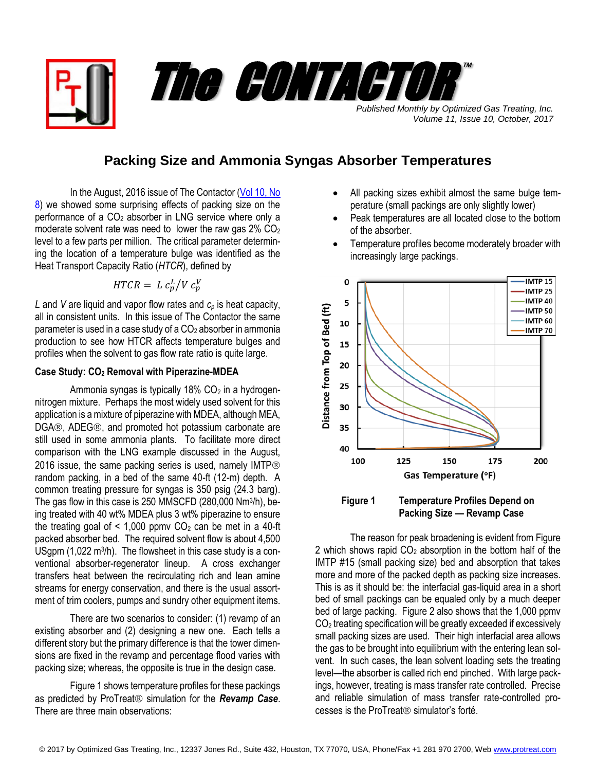# The CONTACTOR™

*Published Monthly by Optimized Gas Treating, Inc.*
*Volume 11, Issue 10, October, 2017*

## Packing Size and Ammonia Syngas Absorber Temperatures

In the August, 2016 issue of The Contactor (Vol 10, No 8) we showed some surprising effects of packing size on the performance of a $CO_2$ absorber in LNG service where only a moderate solvent rate was need to lower the raw gas 2% $CO_2$ level to a few parts per million. The critical parameter determining the location of a temperature bulge was identified as the Heat Transport Capacity Ratio (*HTCR*), defined by

$$HTCR = L\, c_p^L / V\, c_p^V$$

*L* and *V* are liquid and vapor flow rates and $c_p$ is heat capacity, all in consistent units. In this issue of The Contactor the same parameter is used in a case study of a $CO_2$ absorber in ammonia production to see how HTCR affects temperature bulges and profiles when the solvent to gas flow rate ratio is quite large.

### Case Study: $CO_2$ Removal with Piperazine-MDEA

Ammonia syngas is typically 18% $CO_2$ in a hydrogen-nitrogen mixture. Perhaps the most widely used solvent for this application is a mixture of piperazine with MDEA, although MEA, DGA®, ADEG®, and promoted hot potassium carbonate are still used in some ammonia plants. To facilitate more direct comparison with the LNG example discussed in the August, 2016 issue, the same packing series is used, namely IMTP® random packing, in a bed of the same 40-ft (12-m) depth. A common treating pressure for syngas is 350 psig (24.3 barg). The gas flow in this case is 250 MMSCFD (280,000 Nm³/h), being treated with 40 wt% MDEA plus 3 wt% piperazine to ensure the treating goal of < 1,000 ppmv $CO_2$ can be met in a 40-ft packed absorber bed. The required solvent flow is about 4,500 USgpm (1,022 m³/h). The flowsheet in this case study is a conventional absorber-regenerator lineup. A cross exchanger transfers heat between the recirculating rich and lean amine streams for energy conservation, and there is the usual assortment of trim coolers, pumps and sundry other equipment items.

There are two scenarios to consider: (1) revamp of an existing absorber and (2) designing a new one. Each tells a different story but the primary difference is that the tower dimensions are fixed in the revamp and percentage flood varies with packing size; whereas, the opposite is true in the design case.

Figure 1 shows temperature profiles for these packings as predicted by ProTreat® simulation for the ***Revamp Case***. There are three main observations:

- All packing sizes exhibit almost the same bulge temperature (small packings are only slightly lower)
- Peak temperatures are all located close to the bottom of the absorber.
- Temperature profiles become moderately broader with increasingly large packings.

**Figure 1 Temperature Profiles Depend on Packing Size — Revamp Case**

The reason for peak broadening is evident from Figure 2 which shows rapid $CO_2$ absorption in the bottom half of the IMTP #15 (small packing size) bed and absorption that takes more and more of the packed depth as packing size increases. This is as it should be: the interfacial gas-liquid area in a short bed of small packings can be equaled only by a much deeper bed of large packing. Figure 2 also shows that the 1,000 ppmv $CO_2$ treating specification will be greatly exceeded if excessively small packing sizes are used. Their high interfacial area allows the gas to be brought into equilibrium with the entering lean solvent. In such cases, the lean solvent loading sets the treating level—the absorber is called rich end pinched. With large packings, however, treating is mass transfer rate controlled. Precise and reliable simulation of mass transfer rate-controlled processes is the ProTreat® simulator's forté.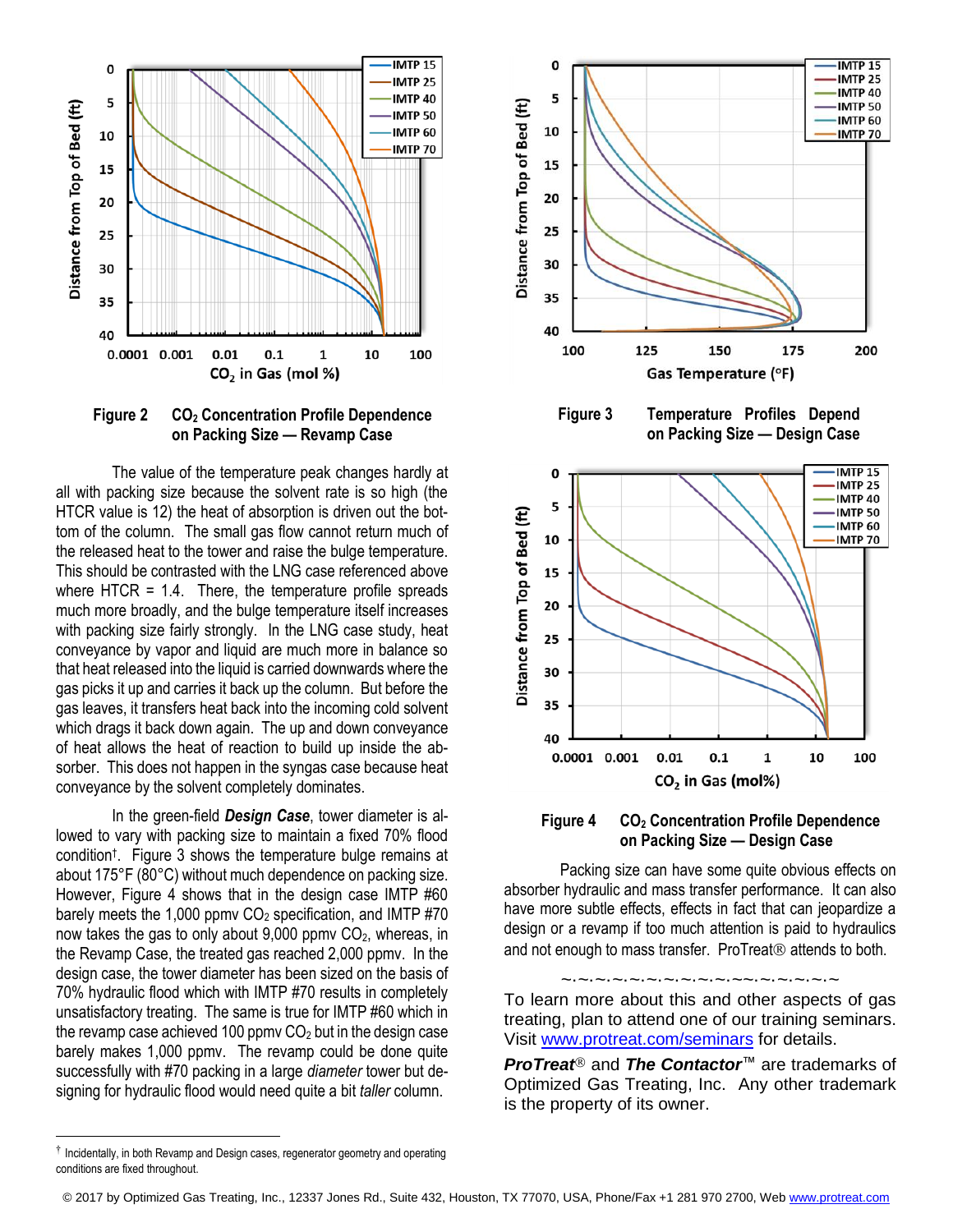Distance from Top of Bed (ft)

0
5
10
15
20
25
30
35
40

0.0001 0.001 0.01 0.1 1 10 100

$CO_2$ in Gas (mol %)

IMTP 15
IMTP 25
IMTP 40
IMTP 50
IMTP 60
IMTP 70

**Figure 2** $CO_2$ Concentration Profile Dependence on Packing Size — Revamp Case

The value of the temperature peak changes hardly at all with packing size because the solvent rate is so high (the HTCR value is 12) the heat of absorption is driven out the bottom of the column. The small gas flow cannot return much of the released heat to the tower and raise the bulge temperature. This should be contrasted with the LNG case referenced above where HTCR = 1.4. There, the temperature profile spreads much more broadly, and the bulge temperature itself increases with packing size fairly strongly. In the LNG case study, heat conveyance by vapor and liquid are much more in balance so that heat released into the liquid is carried downwards where the gas picks it up and carries it back up the column. But before the gas leaves, it transfers heat back into the incoming cold solvent which drags it back down again. The up and down conveyance of heat allows the heat of reaction to build up inside the absorber. This does not happen in the syngas case because heat conveyance by the solvent completely dominates.

In the green-field ***Design Case***, tower diameter is allowed to vary with packing size to maintain a fixed 70% flood condition†. Figure 3 shows the temperature bulge remains at about 175°F (80°C) without much dependence on packing size. However, Figure 4 shows that in the design case IMTP #60 barely meets the 1,000 ppmv $CO_2$ specification, and IMTP #70 now takes the gas to only about 9,000 ppmv $CO_2$, whereas, in the Revamp Case, the treated gas reached 2,000 ppmv. In the design case, the tower diameter has been sized on the basis of 70% hydraulic flood which with IMTP #70 results in completely unsatisfactory treating. The same is true for IMTP #60 which in the revamp case achieved 100 ppmv $CO_2$ but in the design case barely makes 1,000 ppmv. The revamp could be done quite successfully with #70 packing in a large *diameter* tower but designing for hydraulic flood would need quite a bit *taller* column.

Distance from Top of Bed (ft)

0
5
10
15
20
25
30
35
40

100 125 150 175 200

Gas Temperature (°F)

IMTP 15
IMTP 25
IMTP 40
IMTP 50
IMTP 60
IMTP 70

**Figure 3** Temperature Profiles Depend on Packing Size — Design Case

Distance from Top of Bed (ft)

0
5
10
15
20
25
30
35
40

0.0001 0.001 0.01 0.1 1 10 100

$CO_2$ in Gas (mol%)

IMTP 15
IMTP 25
IMTP 40
IMTP 50
IMTP 60
IMTP 70

**Figure 4** $CO_2$ Concentration Profile Dependence on Packing Size — Design Case

Packing size can have some quite obvious effects on absorber hydraulic and mass transfer performance. It can also have more subtle effects, effects in fact that can jeopardize a design or a revamp if too much attention is paid to hydraulics and not enough to mass transfer. ProTreat® attends to both.

~.~.~.~.~.~.~.~.~.~.~.~~.~.~.~.~.~

To learn more about this and other aspects of gas treating, plan to attend one of our training seminars. Visit [www.protreat.com/seminars](http://www.protreat.com/seminars) for details.

***ProTreat***® and ***The Contactor***™ are trademarks of Optimized Gas Treating, Inc. Any other trademark is the property of its owner.

† Incidentally, in both Revamp and Design cases, regenerator geometry and operating conditions are fixed throughout.

© 2017 by Optimized Gas Treating, Inc., 12337 Jones Rd., Suite 432, Houston, TX 77070, USA, Phone/Fax +1 281 970 2700, Web [www.protreat.com](http://www.protreat.com)